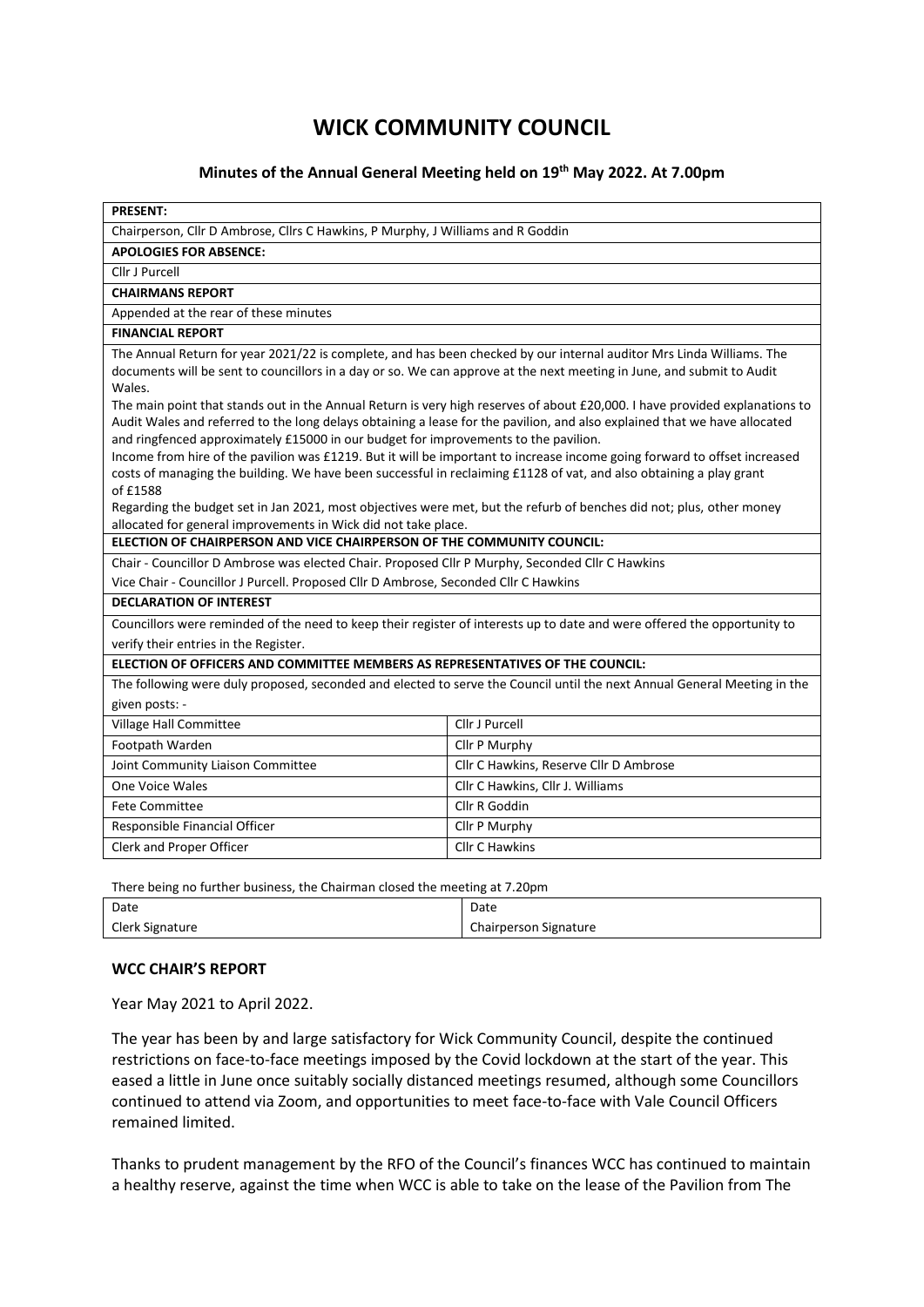# WICK COMMUNITY COUNCIL

## Minutes of the Annual General Meeting held on 19th May 2022. At 7.00pm

**PRESENT:**

Chairperson, Cllr D Ambrose, Cllrs C Hawkins, P Murphy, J Williams and R Goddin

**APOLOGIES FOR ABSENCE:**

Cllr J Purcell

**CHAIRMANS REPORT**

Appended at the rear of these minutes

**FINANCIAL REPORT**

The Annual Return for year 2021/22 is complete, and has been checked by our internal auditor Mrs Linda Williams. The documents will be sent to councillors in a day or so. We can approve at the next meeting in June, and submit to Audit Wales.

The main point that stands out in the Annual Return is very high reserves of about £20,000. I have provided explanations to Audit Wales and referred to the long delays obtaining a lease for the pavilion, and also explained that we have allocated and ringfenced approximately £15000 in our budget for improvements to the pavilion.

Income from hire of the pavilion was £1219. But it will be important to increase income going forward to offset increased costs of managing the building. We have been successful in reclaiming £1128 of vat, and also obtaining a play grant of £1588

Regarding the budget set in Jan 2021, most objectives were met, but the refurb of benches did not; plus, other money allocated for general improvements in Wick did not take place.

**ELECTION OF CHAIRPERSON AND VICE CHAIRPERSON OF THE COMMUNITY COUNCIL:**

Chair - Councillor D Ambrose was elected Chair. Proposed Cllr P Murphy, Seconded Cllr C Hawkins

Vice Chair - Councillor J Purcell. Proposed Cllr D Ambrose, Seconded Cllr C Hawkins

**DECLARATION OF INTEREST**

Councillors were reminded of the need to keep their register of interests up to date and were offered the opportunity to verify their entries in the Register.

**ELECTION OF OFFICERS AND COMMITTEE MEMBERS AS REPRESENTATIVES OF THE COUNCIL:**

The following were duly proposed, seconded and elected to serve the Council until the next Annual General Meeting in the given posts: -

| Post | Member |
|---|---|
| Village Hall Committee | Cllr J Purcell |
| Footpath Warden | Cllr P Murphy |
| Joint Community Liaison Committee | Cllr C Hawkins, Reserve Cllr D Ambrose |
| One Voice Wales | Cllr C Hawkins, Cllr J. Williams |
| Fete Committee | Cllr R Goddin |
| Responsible Financial Officer | Cllr P Murphy |
| Clerk and Proper Officer | Cllr C Hawkins |

There being no further business, the Chairman closed the meeting at 7.20pm

| Date | Date |
|---|---|
| Clerk Signature | Chairperson Signature |

### WCC CHAIR'S REPORT

Year May 2021 to April 2022.

The year has been by and large satisfactory for Wick Community Council, despite the continued restrictions on face-to-face meetings imposed by the Covid lockdown at the start of the year. This eased a little in June once suitably socially distanced meetings resumed, although some Councillors continued to attend via Zoom, and opportunities to meet face-to-face with Vale Council Officers remained limited.

Thanks to prudent management by the RFO of the Council's finances WCC has continued to maintain a healthy reserve, against the time when WCC is able to take on the lease of the Pavilion from The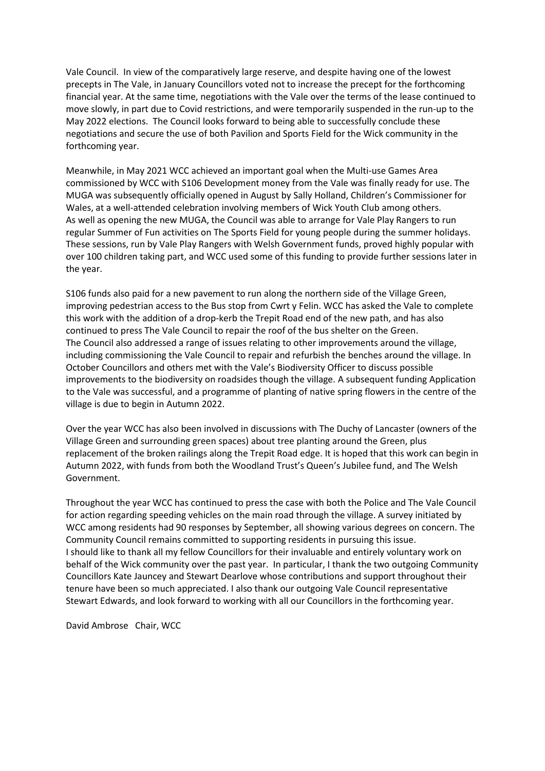Vale Council. In view of the comparatively large reserve, and despite having one of the lowest precepts in The Vale, in January Councillors voted not to increase the precept for the forthcoming financial year. At the same time, negotiations with the Vale over the terms of the lease continued to move slowly, in part due to Covid restrictions, and were temporarily suspended in the run-up to the May 2022 elections. The Council looks forward to being able to successfully conclude these negotiations and secure the use of both Pavilion and Sports Field for the Wick community in the forthcoming year.

Meanwhile, in May 2021 WCC achieved an important goal when the Multi-use Games Area commissioned by WCC with S106 Development money from the Vale was finally ready for use. The MUGA was subsequently officially opened in August by Sally Holland, Children's Commissioner for Wales, at a well-attended celebration involving members of Wick Youth Club among others. As well as opening the new MUGA, the Council was able to arrange for Vale Play Rangers to run regular Summer of Fun activities on The Sports Field for young people during the summer holidays. These sessions, run by Vale Play Rangers with Welsh Government funds, proved highly popular with over 100 children taking part, and WCC used some of this funding to provide further sessions later in the year.

S106 funds also paid for a new pavement to run along the northern side of the Village Green, improving pedestrian access to the Bus stop from Cwrt y Felin. WCC has asked the Vale to complete this work with the addition of a drop-kerb the Trepit Road end of the new path, and has also continued to press The Vale Council to repair the roof of the bus shelter on the Green. The Council also addressed a range of issues relating to other improvements around the village, including commissioning the Vale Council to repair and refurbish the benches around the village. In October Councillors and others met with the Vale's Biodiversity Officer to discuss possible improvements to the biodiversity on roadsides though the village. A subsequent funding Application to the Vale was successful, and a programme of planting of native spring flowers in the centre of the village is due to begin in Autumn 2022.

Over the year WCC has also been involved in discussions with The Duchy of Lancaster (owners of the Village Green and surrounding green spaces) about tree planting around the Green, plus replacement of the broken railings along the Trepit Road edge. It is hoped that this work can begin in Autumn 2022, with funds from both the Woodland Trust's Queen's Jubilee fund, and The Welsh Government.

Throughout the year WCC has continued to press the case with both the Police and The Vale Council for action regarding speeding vehicles on the main road through the village. A survey initiated by WCC among residents had 90 responses by September, all showing various degrees on concern. The Community Council remains committed to supporting residents in pursuing this issue. I should like to thank all my fellow Councillors for their invaluable and entirely voluntary work on behalf of the Wick community over the past year. In particular, I thank the two outgoing Community Councillors Kate Jauncey and Stewart Dearlove whose contributions and support throughout their tenure have been so much appreciated. I also thank our outgoing Vale Council representative Stewart Edwards, and look forward to working with all our Councillors in the forthcoming year.

David Ambrose Chair, WCC